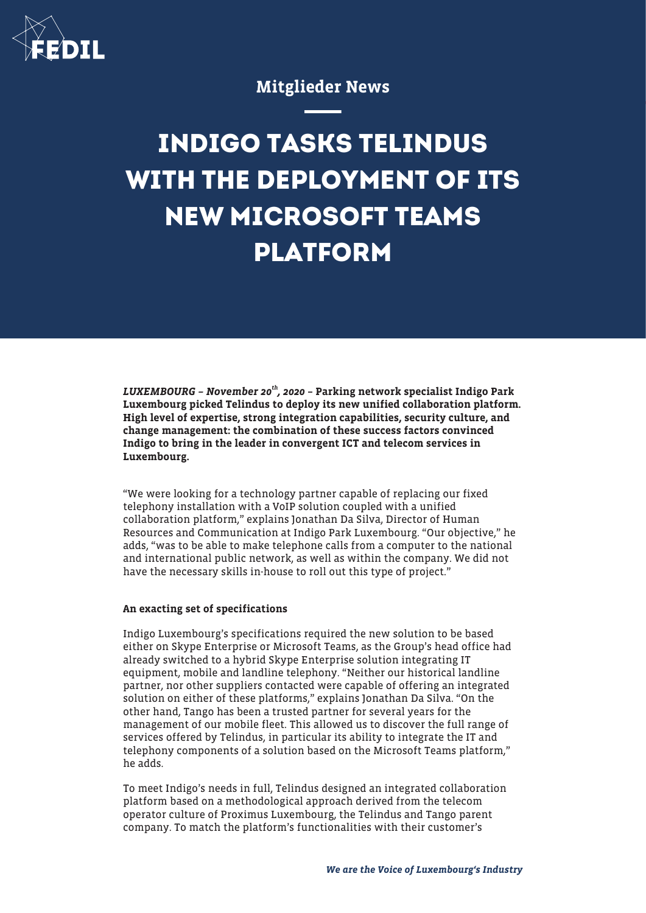Mitglieder News

# INDIGO TASKS TELINDUS WITH THE DEPLOYMENT OF ITS NEW MICROSOFT TEAMS PLATFORM

***LUXEMBOURG – November 20th, 2020* – Parking network specialist Indigo Park Luxembourg picked Telindus to deploy its new unified collaboration platform. High level of expertise, strong integration capabilities, security culture, and change management: the combination of these success factors convinced Indigo to bring in the leader in convergent ICT and telecom services in Luxembourg.**

"We were looking for a technology partner capable of replacing our fixed telephony installation with a VoIP solution coupled with a unified collaboration platform," explains Jonathan Da Silva, Director of Human Resources and Communication at Indigo Park Luxembourg. "Our objective," he adds, "was to be able to make telephone calls from a computer to the national and international public network, as well as within the company. We did not have the necessary skills in-house to roll out this type of project."

**An exacting set of specifications**

Indigo Luxembourg's specifications required the new solution to be based either on Skype Enterprise or Microsoft Teams, as the Group's head office had already switched to a hybrid Skype Enterprise solution integrating IT equipment, mobile and landline telephony. "Neither our historical landline partner, nor other suppliers contacted were capable of offering an integrated solution on either of these platforms," explains Jonathan Da Silva. "On the other hand, Tango has been a trusted partner for several years for the management of our mobile fleet. This allowed us to discover the full range of services offered by Telindus, in particular its ability to integrate the IT and telephony components of a solution based on the Microsoft Teams platform," he adds.

To meet Indigo's needs in full, Telindus designed an integrated collaboration platform based on a methodological approach derived from the telecom operator culture of Proximus Luxembourg, the Telindus and Tango parent company. To match the platform's functionalities with their customer's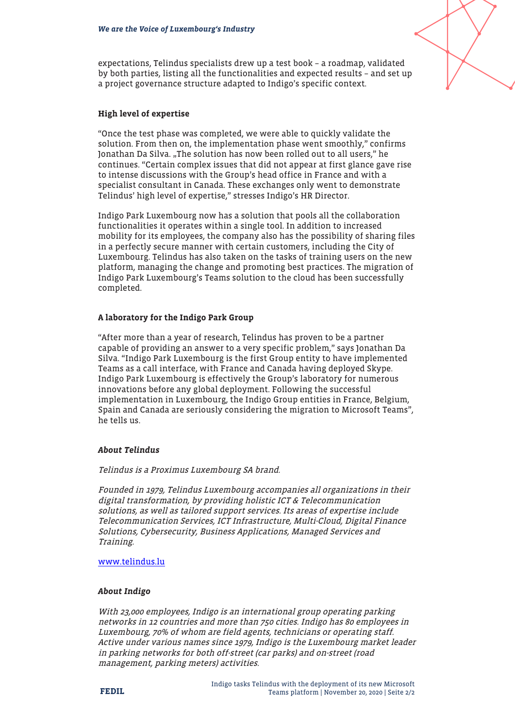expectations, Telindus specialists drew up a test book – a roadmap, validated by both parties, listing all the functionalities and expected results – and set up a project governance structure adapted to Indigo's specific context.

**High level of expertise**

"Once the test phase was completed, we were able to quickly validate the solution. From then on, the implementation phase went smoothly," confirms Jonathan Da Silva. „The solution has now been rolled out to all users," he continues. "Certain complex issues that did not appear at first glance gave rise to intense discussions with the Group's head office in France and with a specialist consultant in Canada. These exchanges only went to demonstrate Telindus' high level of expertise," stresses Indigo's HR Director.

Indigo Park Luxembourg now has a solution that pools all the collaboration functionalities it operates within a single tool. In addition to increased mobility for its employees, the company also has the possibility of sharing files in a perfectly secure manner with certain customers, including the City of Luxembourg. Telindus has also taken on the tasks of training users on the new platform, managing the change and promoting best practices. The migration of Indigo Park Luxembourg's Teams solution to the cloud has been successfully completed.

**A laboratory for the Indigo Park Group**

"After more than a year of research, Telindus has proven to be a partner capable of providing an answer to a very specific problem," says Jonathan Da Silva. "Indigo Park Luxembourg is the first Group entity to have implemented Teams as a call interface, with France and Canada having deployed Skype. Indigo Park Luxembourg is effectively the Group's laboratory for numerous innovations before any global deployment. Following the successful implementation in Luxembourg, the Indigo Group entities in France, Belgium, Spain and Canada are seriously considering the migration to Microsoft Teams", he tells us.

***About Telindus***

*Telindus is a Proximus Luxembourg SA brand.*

*Founded in 1979, Telindus Luxembourg accompanies all organizations in their digital transformation, by providing holistic ICT & Telecommunication solutions, as well as tailored support services. Its areas of expertise include Telecommunication Services, ICT Infrastructure, Multi-Cloud, Digital Finance Solutions, Cybersecurity, Business Applications, Managed Services and Training.*

[www.telindus.lu](http://www.telindus.lu)

***About Indigo***

*With 23,000 employees, Indigo is an international group operating parking networks in 12 countries and more than 750 cities. Indigo has 80 employees in Luxembourg, 70% of whom are field agents, technicians or operating staff. Active under various names since 1979, Indigo is the Luxembourg market leader in parking networks for both off-street (car parks) and on-street (road management, parking meters) activities.*